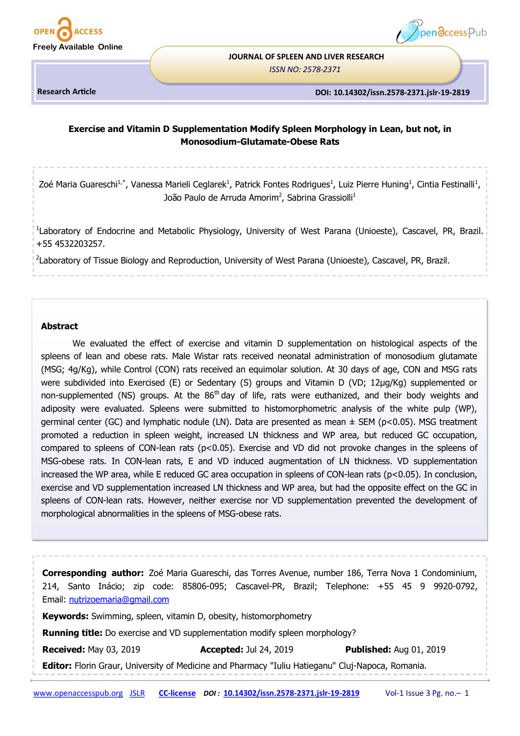Research Article

DOI: 10.14302/issn.2578-2371.jslr-19-2819

# Exercise and Vitamin D Supplementation Modify Spleen Morphology in Lean, but not, in Monosodium-Glutamate-Obese Rats

Zoé Maria Guareschi[1,*], Vanessa Marieli Ceglarek[1], Patrick Fontes Rodrigues[1], Luiz Pierre Huning[1], Cintia Festinalli[1], João Paulo de Arruda Amorim[2], Sabrina Grassiolli[1]

[1]Laboratory of Endocrine and Metabolic Physiology, University of West Parana (Unioeste), Cascavel, PR, Brazil. +55 4532203257.

[2]Laboratory of Tissue Biology and Reproduction, University of West Parana (Unioeste), Cascavel, PR, Brazil.

## Abstract

We evaluated the effect of exercise and vitamin D supplementation on histological aspects of the spleens of lean and obese rats. Male Wistar rats received neonatal administration of monosodium glutamate (MSG; 4g/Kg), while Control (CON) rats received an equimolar solution. At 30 days of age, CON and MSG rats were subdivided into Exercised (E) or Sedentary (S) groups and Vitamin D (VD; 12µg/Kg) supplemented or non-supplemented (NS) groups. At the 86$^{th}$ day of life, rats were euthanized, and their body weights and adiposity were evaluated. Spleens were submitted to histomorphometric analysis of the white pulp (WP), germinal center (GC) and lymphatic nodule (LN). Data are presented as mean ± SEM ($p<0.05$). MSG treatment promoted a reduction in spleen weight, increased LN thickness and WP area, but reduced GC occupation, compared to spleens of CON-lean rats ($p<0.05$). Exercise and VD did not provoke changes in the spleens of MSG-obese rats. In CON-lean rats, E and VD induced augmentation of LN thickness. VD supplementation increased the WP area, while E reduced GC area occupation in spleens of CON-lean rats ($p<0.05$). In conclusion, exercise and VD supplementation increased LN thickness and WP area, but had the opposite effect on the GC in spleens of CON-lean rats. However, neither exercise nor VD supplementation prevented the development of morphological abnormalities in the spleens of MSG-obese rats.

**Corresponding author:** Zoé Maria Guareschi, das Torres Avenue, number 186, Terra Nova 1 Condominium, 214, Santo Inácio; zip code: 85806-095; Cascavel-PR, Brazil; Telephone: +55 45 9 9920-0792, Email: nutrizoemaria@gmail.com

**Keywords:** Swimming, spleen, vitamin D, obesity, histomorphometry

**Running title:** Do exercise and VD supplementation modify spleen morphology?

**Received:** May 03, 2019 **Accepted:** Jul 24, 2019 **Published:** Aug 01, 2019

**Editor:** Florin Graur, University of Medicine and Pharmacy "Iuliu Hatieganu" Cluj-Napoca, Romania.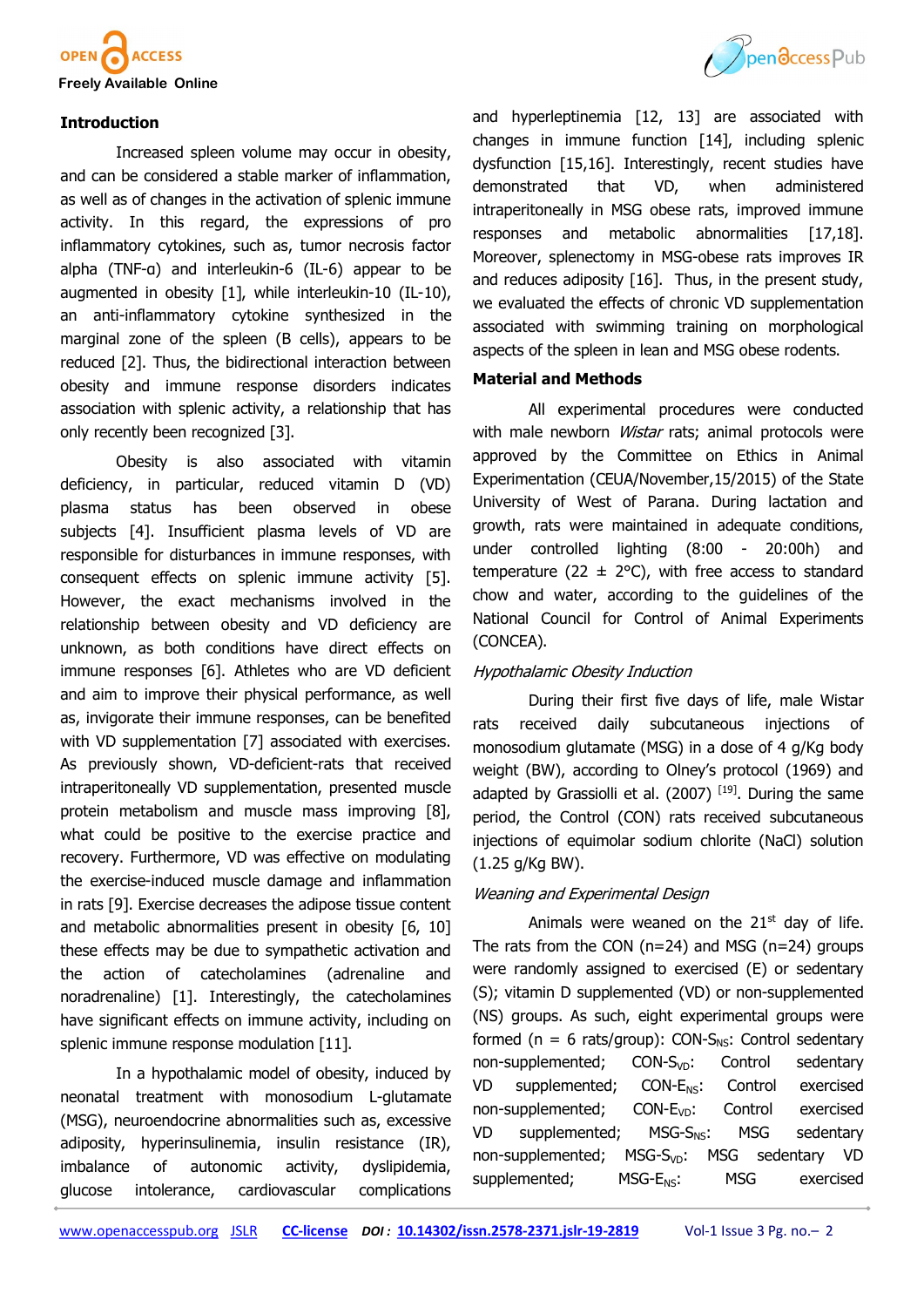## Introduction

Increased spleen volume may occur in obesity, and can be considered a stable marker of inflammation, as well as of changes in the activation of splenic immune activity. In this regard, the expressions of pro inflammatory cytokines, such as, tumor necrosis factor alpha (TNF-α) and interleukin-6 (IL-6) appear to be augmented in obesity [1], while interleukin-10 (IL-10), an anti-inflammatory cytokine synthesized in the marginal zone of the spleen (B cells), appears to be reduced [2]. Thus, the bidirectional interaction between obesity and immune response disorders indicates association with splenic activity, a relationship that has only recently been recognized [3].

Obesity is also associated with vitamin deficiency, in particular, reduced vitamin D (VD) plasma status has been observed in obese subjects [4]. Insufficient plasma levels of VD are responsible for disturbances in immune responses, with consequent effects on splenic immune activity [5]. However, the exact mechanisms involved in the relationship between obesity and VD deficiency are unknown, as both conditions have direct effects on immune responses [6]. Athletes who are VD deficient and aim to improve their physical performance, as well as, invigorate their immune responses, can be benefited with VD supplementation [7] associated with exercises. As previously shown, VD-deficient-rats that received intraperitoneally VD supplementation, presented muscle protein metabolism and muscle mass improving [8], what could be positive to the exercise practice and recovery. Furthermore, VD was effective on modulating the exercise-induced muscle damage and inflammation in rats [9]. Exercise decreases the adipose tissue content and metabolic abnormalities present in obesity [6, 10] these effects may be due to sympathetic activation and the action of catecholamines (adrenaline and noradrenaline) [1]. Interestingly, the catecholamines have significant effects on immune activity, including on splenic immune response modulation [11].

In a hypothalamic model of obesity, induced by neonatal treatment with monosodium L-glutamate (MSG), neuroendocrine abnormalities such as, excessive adiposity, hyperinsulinemia, insulin resistance (IR), imbalance of autonomic activity, dyslipidemia, glucose intolerance, cardiovascular complications and hyperleptinemia [12, 13] are associated with changes in immune function [14], including splenic dysfunction [15,16]. Interestingly, recent studies have demonstrated that VD, when administered intraperitoneally in MSG obese rats, improved immune responses and metabolic abnormalities [17,18]. Moreover, splenectomy in MSG-obese rats improves IR and reduces adiposity [16]. Thus, in the present study, we evaluated the effects of chronic VD supplementation associated with swimming training on morphological aspects of the spleen in lean and MSG obese rodents.

## Material and Methods

All experimental procedures were conducted with male newborn *Wistar* rats; animal protocols were approved by the Committee on Ethics in Animal Experimentation (CEUA/November,15/2015) of the State University of West of Parana. During lactation and growth, rats were maintained in adequate conditions, under controlled lighting (8:00 - 20:00h) and temperature (22 ± 2°C), with free access to standard chow and water, according to the guidelines of the National Council for Control of Animal Experiments (CONCEA).

### *Hypothalamic Obesity Induction*

During their first five days of life, male Wistar rats received daily subcutaneous injections of monosodium glutamate (MSG) in a dose of 4 g/Kg body weight (BW), according to Olney's protocol (1969) and adapted by Grassiolli et al. (2007) [19]. During the same period, the Control (CON) rats received subcutaneous injections of equimolar sodium chlorite (NaCl) solution (1.25 g/Kg BW).

### *Weaning and Experimental Design*

Animals were weaned on the 21st day of life. The rats from the CON (n=24) and MSG (n=24) groups were randomly assigned to exercised (E) or sedentary (S); vitamin D supplemented (VD) or non-supplemented (NS) groups. As such, eight experimental groups were formed (n = 6 rats/group): CON-$S_{NS}$: Control sedentary non-supplemented; CON-$S_{VD}$: Control sedentary VD supplemented; CON-$E_{NS}$: Control exercised non-supplemented; CON-$E_{VD}$: Control exercised VD supplemented; MSG-$S_{NS}$: MSG sedentary non-supplemented; MSG-$S_{VD}$: MSG sedentary VD supplemented; MSG-$E_{NS}$: MSG exercised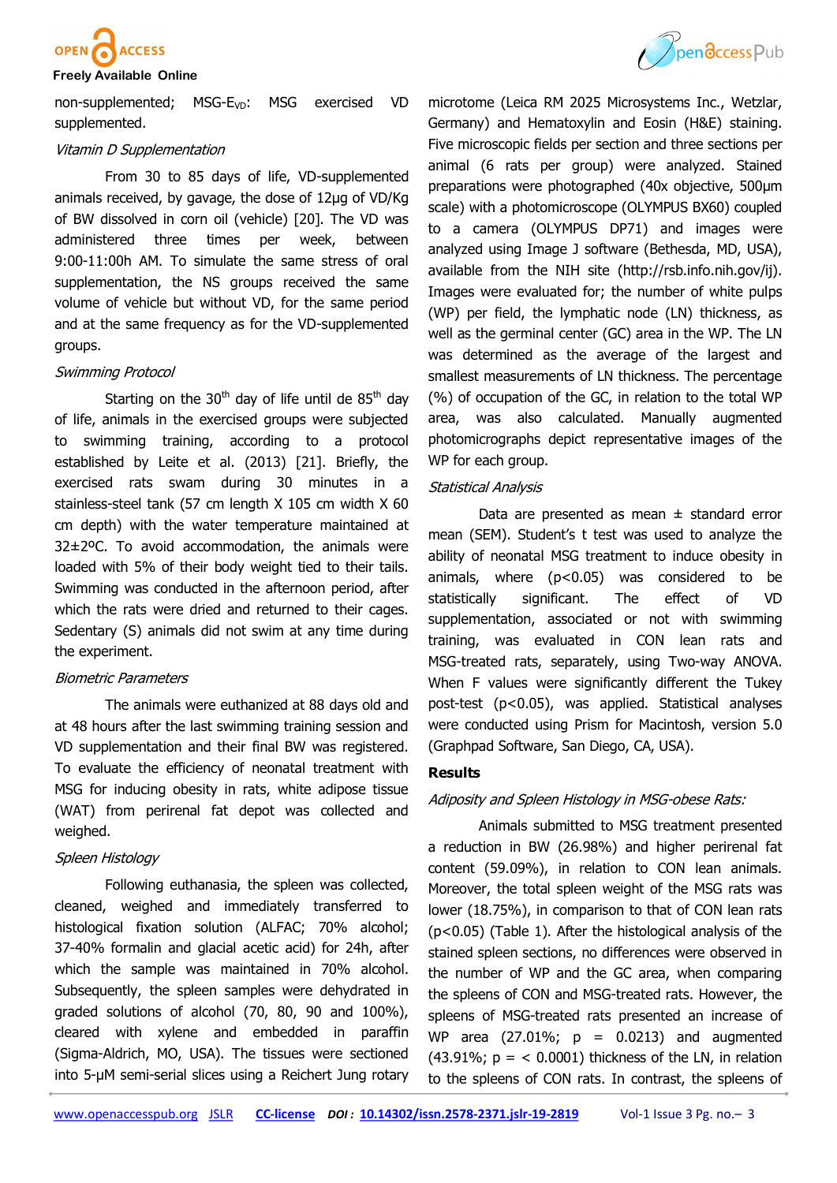non-supplemented; MSG-E$_{VD}$: MSG exercised VD supplemented.

*Vitamin D Supplementation*

From 30 to 85 days of life, VD-supplemented animals received, by gavage, the dose of 12µg of VD/Kg of BW dissolved in corn oil (vehicle) [20]. The VD was administered three times per week, between 9:00-11:00h AM. To simulate the same stress of oral supplementation, the NS groups received the same volume of vehicle but without VD, for the same period and at the same frequency as for the VD-supplemented groups.

*Swimming Protocol*

Starting on the 30$^{th}$ day of life until de 85$^{th}$ day of life, animals in the exercised groups were subjected to swimming training, according to a protocol established by Leite et al. (2013) [21]. Briefly, the exercised rats swam during 30 minutes in a stainless-steel tank (57 cm length X 105 cm width X 60 cm depth) with the water temperature maintained at 32±2ºC. To avoid accommodation, the animals were loaded with 5% of their body weight tied to their tails. Swimming was conducted in the afternoon period, after which the rats were dried and returned to their cages. Sedentary (S) animals did not swim at any time during the experiment.

*Biometric Parameters*

The animals were euthanized at 88 days old and at 48 hours after the last swimming training session and VD supplementation and their final BW was registered. To evaluate the efficiency of neonatal treatment with MSG for inducing obesity in rats, white adipose tissue (WAT) from perirenal fat depot was collected and weighed.

*Spleen Histology*

Following euthanasia, the spleen was collected, cleaned, weighed and immediately transferred to histological fixation solution (ALFAC; 70% alcohol; 37-40% formalin and glacial acetic acid) for 24h, after which the sample was maintained in 70% alcohol. Subsequently, the spleen samples were dehydrated in graded solutions of alcohol (70, 80, 90 and 100%), cleared with xylene and embedded in paraffin (Sigma-Aldrich, MO, USA). The tissues were sectioned into 5-µM semi-serial slices using a Reichert Jung rotary microtome (Leica RM 2025 Microsystems Inc., Wetzlar, Germany) and Hematoxylin and Eosin (H&E) staining. Five microscopic fields per section and three sections per animal (6 rats per group) were analyzed. Stained preparations were photographed (40x objective, 500µm scale) with a photomicroscope (OLYMPUS BX60) coupled to a camera (OLYMPUS DP71) and images were analyzed using Image J software (Bethesda, MD, USA), available from the NIH site (http://rsb.info.nih.gov/ij). Images were evaluated for; the number of white pulps (WP) per field, the lymphatic node (LN) thickness, as well as the germinal center (GC) area in the WP. The LN was determined as the average of the largest and smallest measurements of LN thickness. The percentage (%) of occupation of the GC, in relation to the total WP area, was also calculated. Manually augmented photomicrographs depict representative images of the WP for each group.

*Statistical Analysis*

Data are presented as mean ± standard error mean (SEM). Student's t test was used to analyze the ability of neonatal MSG treatment to induce obesity in animals, where ($p<0.05$) was considered to be statistically significant. The effect of VD supplementation, associated or not with swimming training, was evaluated in CON lean rats and MSG-treated rats, separately, using Two-way ANOVA. When F values were significantly different the Tukey post-test ($p<0.05$), was applied. Statistical analyses were conducted using Prism for Macintosh, version 5.0 (Graphpad Software, San Diego, CA, USA).

## Results

*Adiposity and Spleen Histology in MSG-obese Rats:*

Animals submitted to MSG treatment presented a reduction in BW (26.98%) and higher perirenal fat content (59.09%), in relation to CON lean animals. Moreover, the total spleen weight of the MSG rats was lower (18.75%), in comparison to that of CON lean rats ($p<0.05$) (Table 1). After the histological analysis of the stained spleen sections, no differences were observed in the number of WP and the GC area, when comparing the spleens of CON and MSG-treated rats. However, the spleens of MSG-treated rats presented an increase of WP area (27.01%; $p = 0.0213$) and augmented (43.91%; $p = < 0.0001$) thickness of the LN, in relation to the spleens of CON rats. In contrast, the spleens of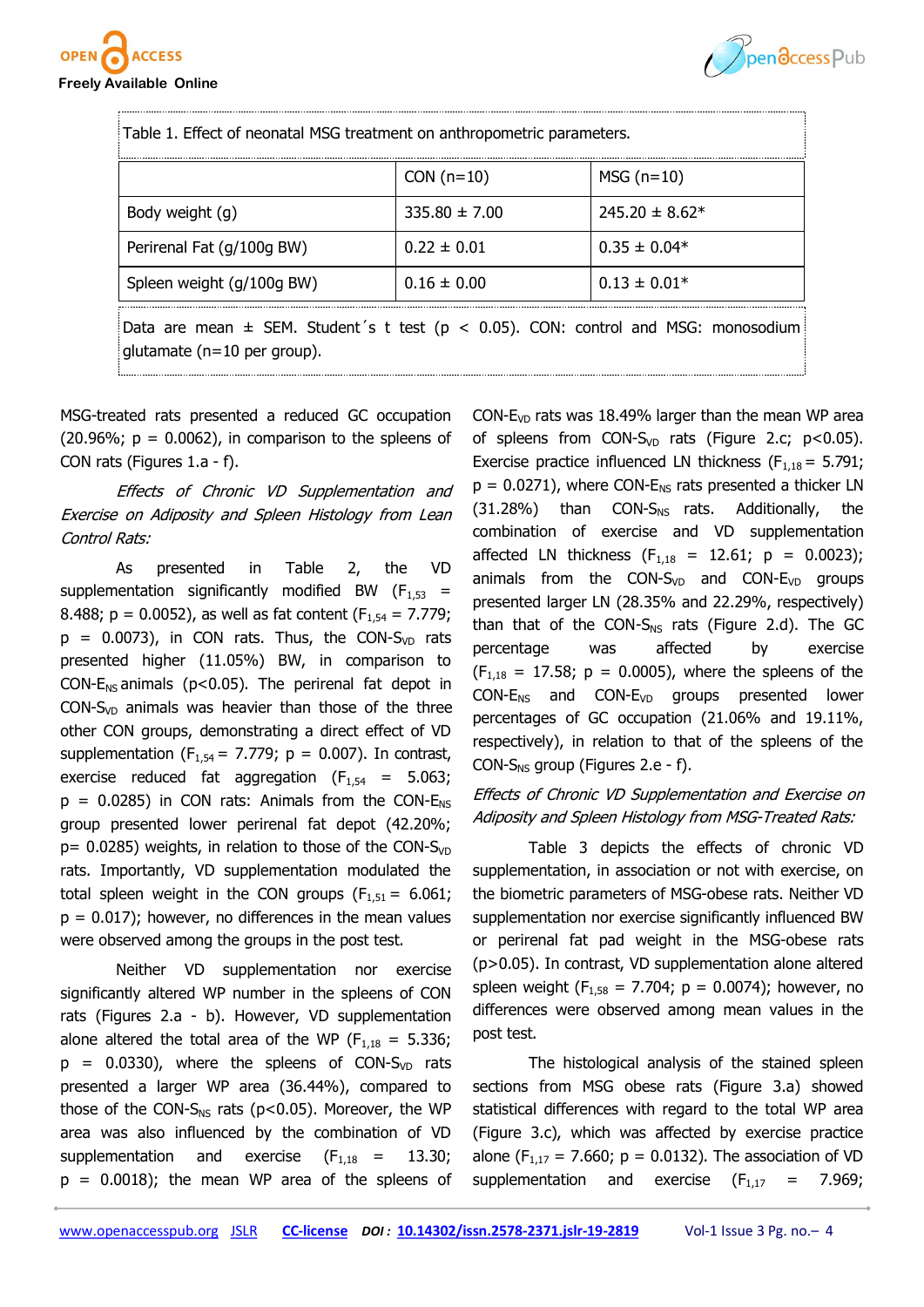Table 1. Effect of neonatal MSG treatment on anthropometric parameters.

| | CON (n=10) | MSG (n=10) |
|---|---|---|
| Body weight (g) | 335.80 ± 7.00 | 245.20 ± 8.62* |
| Perirenal Fat (g/100g BW) | 0.22 ± 0.01 | 0.35 ± 0.04* |
| Spleen weight (g/100g BW) | 0.16 ± 0.00 | 0.13 ± 0.01* |

Data are mean ± SEM. Student´s t test ($p < 0.05$). CON: control and MSG: monosodium glutamate (n=10 per group).

MSG-treated rats presented a reduced GC occupation (20.96%; $p = 0.0062$), in comparison to the spleens of CON rats (Figures 1.a - f).

*Effects of Chronic VD Supplementation and Exercise on Adiposity and Spleen Histology from Lean Control Rats:*

As presented in Table 2, the VD supplementation significantly modified BW ($F_{1,53} = 8.488$; $p = 0.0052$), as well as fat content ($F_{1,54} = 7.779$; $p = 0.0073$), in CON rats. Thus, the CON-$S_{VD}$ rats presented higher (11.05%) BW, in comparison to CON-$E_{NS}$ animals ($p<0.05$). The perirenal fat depot in CON-$S_{VD}$ animals was heavier than those of the three other CON groups, demonstrating a direct effect of VD supplementation ($F_{1,54} = 7.779$; $p = 0.007$). In contrast, exercise reduced fat aggregation ($F_{1,54} = 5.063$; $p = 0.0285$) in CON rats: Animals from the CON-$E_{NS}$ group presented lower perirenal fat depot (42.20%; $p= 0.0285$) weights, in relation to those of the CON-$S_{VD}$ rats. Importantly, VD supplementation modulated the total spleen weight in the CON groups ($F_{1,51} = 6.061$; $p = 0.017$); however, no differences in the mean values were observed among the groups in the post test.

Neither VD supplementation nor exercise significantly altered WP number in the spleens of CON rats (Figures 2.a - b). However, VD supplementation alone altered the total area of the WP ($F_{1,18} = 5.336$; $p = 0.0330$), where the spleens of CON-$S_{VD}$ rats presented a larger WP area (36.44%), compared to those of the CON-$S_{NS}$ rats ($p<0.05$). Moreover, the WP area was also influenced by the combination of VD supplementation and exercise ($F_{1,18} = 13.30$; $p = 0.0018$); the mean WP area of the spleens of CON-$E_{VD}$ rats was 18.49% larger than the mean WP area of spleens from CON-$S_{VD}$ rats (Figure 2.c; $p<0.05$). Exercise practice influenced LN thickness ($F_{1,18} = 5.791$; $p = 0.0271$), where CON-$E_{NS}$ rats presented a thicker LN (31.28%) than CON-$S_{NS}$ rats. Additionally, the combination of exercise and VD supplementation affected LN thickness ($F_{1,18} = 12.61$; $p = 0.0023$); animals from the CON-$S_{VD}$ and CON-$E_{VD}$ groups presented larger LN (28.35% and 22.29%, respectively) than that of the CON-$S_{NS}$ rats (Figure 2.d). The GC percentage was affected by exercise ($F_{1,18} = 17.58$; $p = 0.0005$), where the spleens of the CON-$E_{NS}$ and CON-$E_{VD}$ groups presented lower percentages of GC occupation (21.06% and 19.11%, respectively), in relation to that of the spleens of the CON-$S_{NS}$ group (Figures 2.e - f).

*Effects of Chronic VD Supplementation and Exercise on Adiposity and Spleen Histology from MSG-Treated Rats:*

Table 3 depicts the effects of chronic VD supplementation, in association or not with exercise, on the biometric parameters of MSG-obese rats. Neither VD supplementation nor exercise significantly influenced BW or perirenal fat pad weight in the MSG-obese rats ($p>0.05$). In contrast, VD supplementation alone altered spleen weight ($F_{1,58} = 7.704$; $p = 0.0074$); however, no differences were observed among mean values in the post test.

The histological analysis of the stained spleen sections from MSG obese rats (Figure 3.a) showed statistical differences with regard to the total WP area (Figure 3.c), which was affected by exercise practice alone ($F_{1,17} = 7.660$; $p = 0.0132$). The association of VD supplementation and exercise ($F_{1,17} = 7.969$;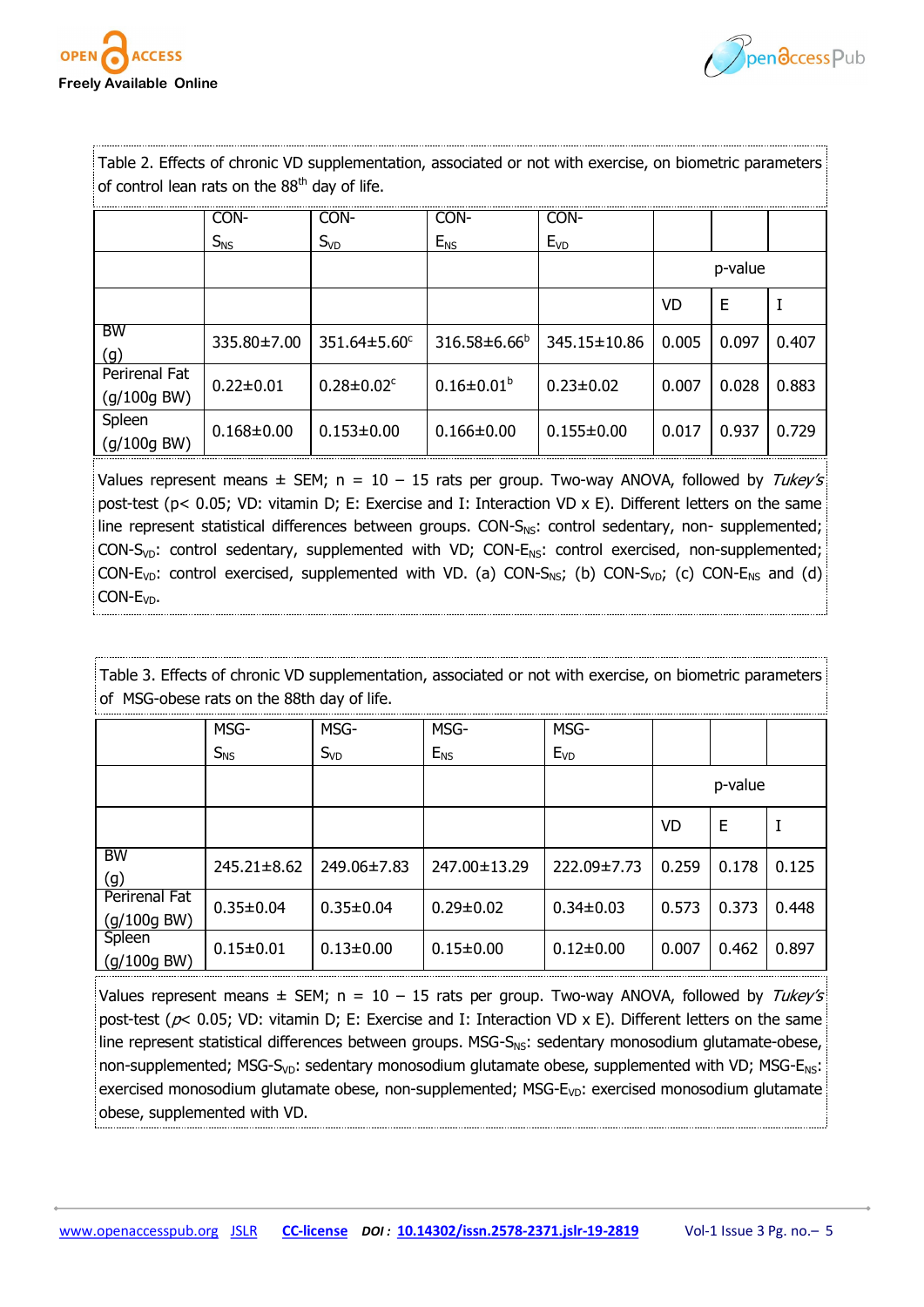Table 2. Effects of chronic VD supplementation, associated or not with exercise, on biometric parameters of control lean rats on the 88th day of life.

| | CON-$S_{NS}$ | CON-$S_{VD}$ | CON-$E_{NS}$ | CON-$E_{VD}$ | p-value | | |
|---|---|---|---|---|---|---|---|
| | | | | | VD | E | I |
| BW (g) | 335.80±7.00 | 351.64±5.60$^{c}$ | 316.58±6.66$^{b}$ | 345.15±10.86 | 0.005 | 0.097 | 0.407 |
| Perirenal Fat (g/100g BW) | 0.22±0.01 | 0.28±0.02$^{c}$ | 0.16±0.01$^{b}$ | 0.23±0.02 | 0.007 | 0.028 | 0.883 |
| Spleen (g/100g BW) | 0.168±0.00 | 0.153±0.00 | 0.166±0.00 | 0.155±0.00 | 0.017 | 0.937 | 0.729 |

Values represent means ± SEM; n = 10 – 15 rats per group. Two-way ANOVA, followed by *Tukey's* post-test (p< 0.05; VD: vitamin D; E: Exercise and I: Interaction VD x E). Different letters on the same line represent statistical differences between groups. CON-$S_{NS}$: control sedentary, non- supplemented; CON-$S_{VD}$: control sedentary, supplemented with VD; CON-$E_{NS}$: control exercised, non-supplemented; CON-$E_{VD}$: control exercised, supplemented with VD. (a) CON-$S_{NS}$; (b) CON-$S_{VD}$; (c) CON-$E_{NS}$ and (d) CON-$E_{VD}$.

Table 3. Effects of chronic VD supplementation, associated or not with exercise, on biometric parameters of MSG-obese rats on the 88th day of life.

| | MSG-$S_{NS}$ | MSG-$S_{VD}$ | MSG-$E_{NS}$ | MSG-$E_{VD}$ | p-value | | |
|---|---|---|---|---|---|---|---|
| | | | | | VD | E | I |
| BW (g) | 245.21±8.62 | 249.06±7.83 | 247.00±13.29 | 222.09±7.73 | 0.259 | 0.178 | 0.125 |
| Perirenal Fat (g/100g BW) | 0.35±0.04 | 0.35±0.04 | 0.29±0.02 | 0.34±0.03 | 0.573 | 0.373 | 0.448 |
| Spleen (g/100g BW) | 0.15±0.01 | 0.13±0.00 | 0.15±0.00 | 0.12±0.00 | 0.007 | 0.462 | 0.897 |

Values represent means ± SEM; n = 10 – 15 rats per group. Two-way ANOVA, followed by *Tukey's* post-test ($p$< 0.05; VD: vitamin D; E: Exercise and I: Interaction VD x E). Different letters on the same line represent statistical differences between groups. MSG-$S_{NS}$: sedentary monosodium glutamate-obese, non-supplemented; MSG-$S_{VD}$: sedentary monosodium glutamate obese, supplemented with VD; MSG-$E_{NS}$: exercised monosodium glutamate obese, non-supplemented; MSG-$E_{VD}$: exercised monosodium glutamate obese, supplemented with VD.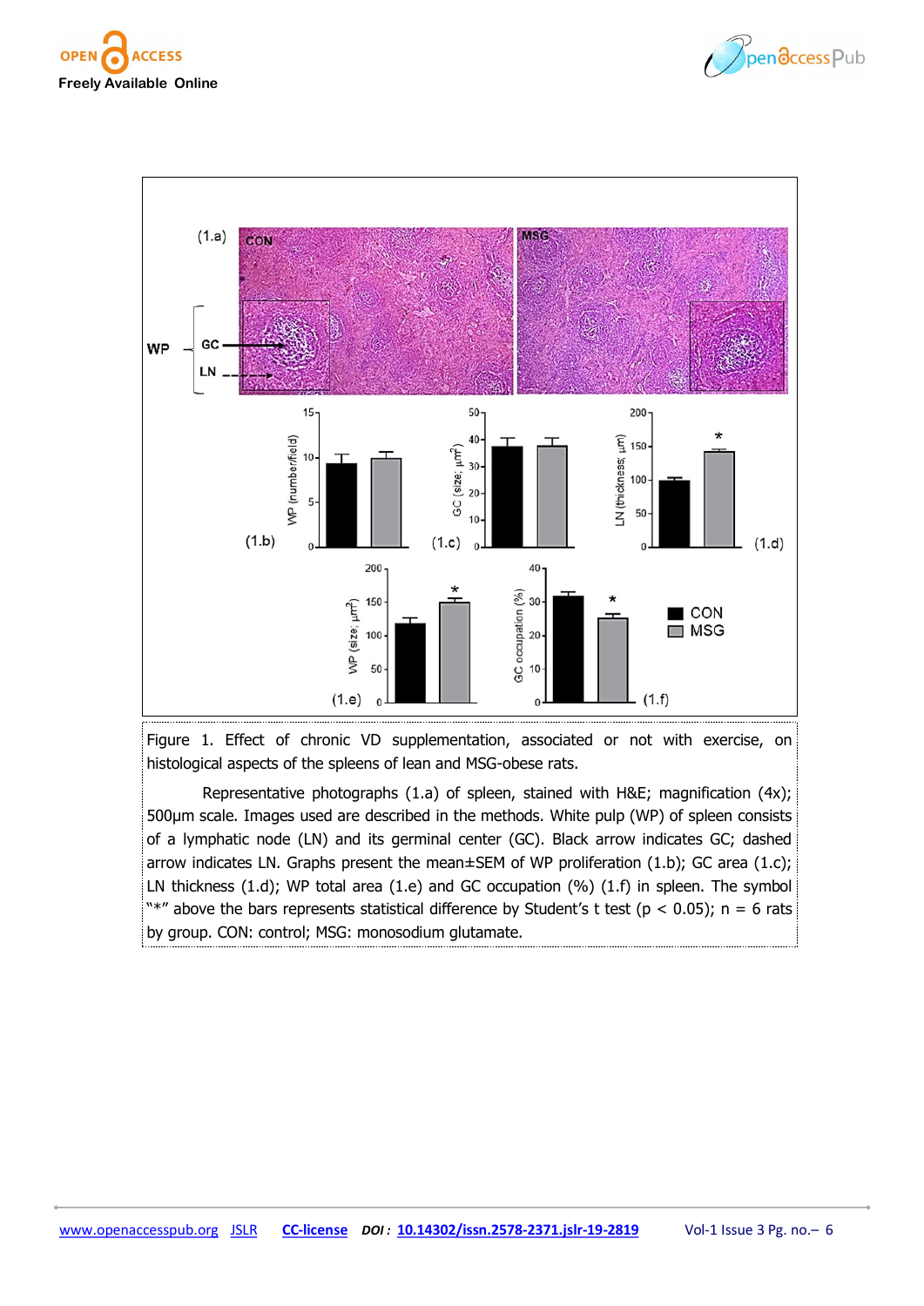Figure 1. Effect of chronic VD supplementation, associated or not with exercise, on histological aspects of the spleens of lean and MSG-obese rats.

Representative photographs (1.a) of spleen, stained with H&E; magnification (4x); 500µm scale. Images used are described in the methods. White pulp (WP) of spleen consists of a lymphatic node (LN) and its germinal center (GC). Black arrow indicates GC; dashed arrow indicates LN. Graphs present the mean±SEM of WP proliferation (1.b); GC area (1.c); LN thickness (1.d); WP total area (1.e) and GC occupation (%) (1.f) in spleen. The symbol "*" above the bars represents statistical difference by Student's t test ($p < 0.05$); n = 6 rats by group. CON: control; MSG: monosodium glutamate.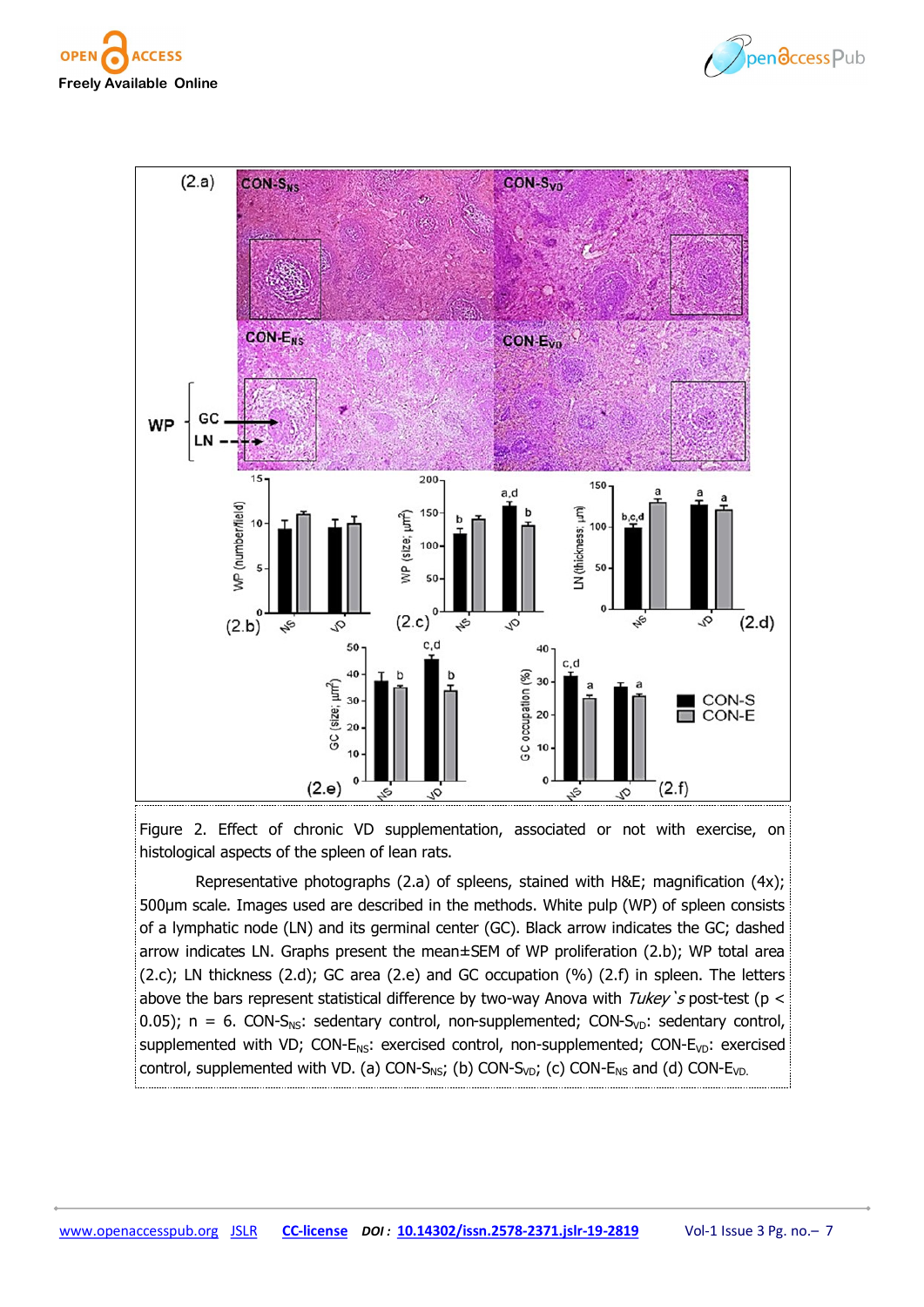Figure 2. Effect of chronic VD supplementation, associated or not with exercise, on histological aspects of the spleen of lean rats.

Representative photographs (2.a) of spleens, stained with H&E; magnification (4x); 500µm scale. Images used are described in the methods. White pulp (WP) of spleen consists of a lymphatic node (LN) and its germinal center (GC). Black arrow indicates the GC; dashed arrow indicates LN. Graphs present the mean±SEM of WP proliferation (2.b); WP total area (2.c); LN thickness (2.d); GC area (2.e) and GC occupation (%) (2.f) in spleen. The letters above the bars represent statistical difference by two-way Anova with *Tukey`s* post-test ($p < 0.05$); n = 6. CON-$S_{NS}$: sedentary control, non-supplemented; CON-$S_{VD}$: sedentary control, supplemented with VD; CON-$E_{NS}$: exercised control, non-supplemented; CON-$E_{VD}$: exercised control, supplemented with VD. (a) CON-$S_{NS}$; (b) CON-$S_{VD}$; (c) CON-$E_{NS}$ and (d) CON-$E_{VD}$.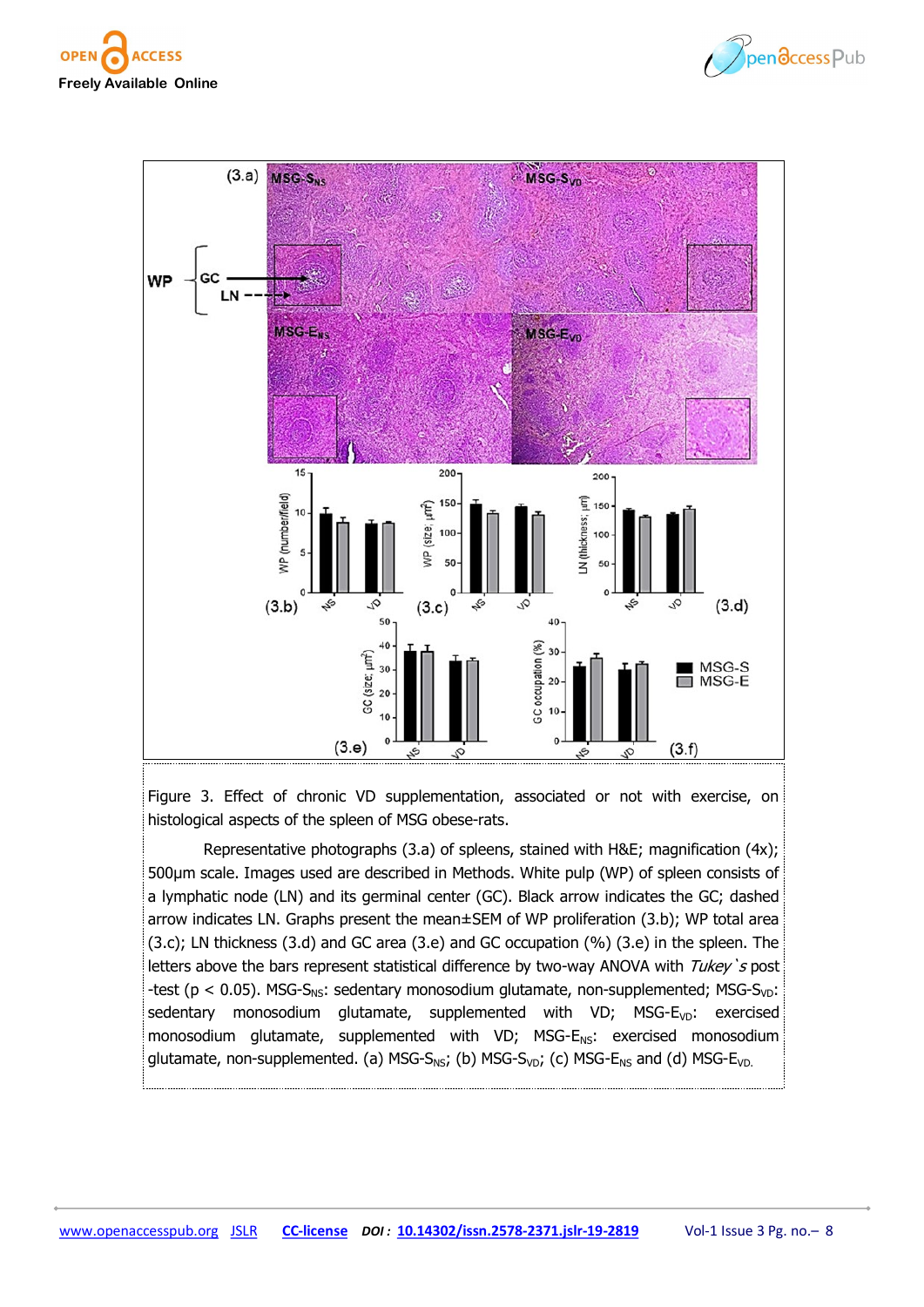Figure 3. Effect of chronic VD supplementation, associated or not with exercise, on histological aspects of the spleen of MSG obese-rats.

Representative photographs (3.a) of spleens, stained with H&E; magnification (4x); 500µm scale. Images used are described in Methods. White pulp (WP) of spleen consists of a lymphatic node (LN) and its germinal center (GC). Black arrow indicates the GC; dashed arrow indicates LN. Graphs present the mean±SEM of WP proliferation (3.b); WP total area (3.c); LN thickness (3.d) and GC area (3.e) and GC occupation (%) (3.e) in the spleen. The letters above the bars represent statistical difference by two-way ANOVA with *Tukey`s* post -test ($p < 0.05$). MSG-$S_{NS}$: sedentary monosodium glutamate, non-supplemented; MSG-$S_{VD}$: sedentary monosodium glutamate, supplemented with VD; MSG-$E_{VD}$: exercised monosodium glutamate, supplemented with VD; MSG-$E_{NS}$: exercised monosodium glutamate, non-supplemented. (a) MSG-$S_{NS}$; (b) MSG-$S_{VD}$; (c) MSG-$E_{NS}$ and (d) MSG-$E_{VD}$.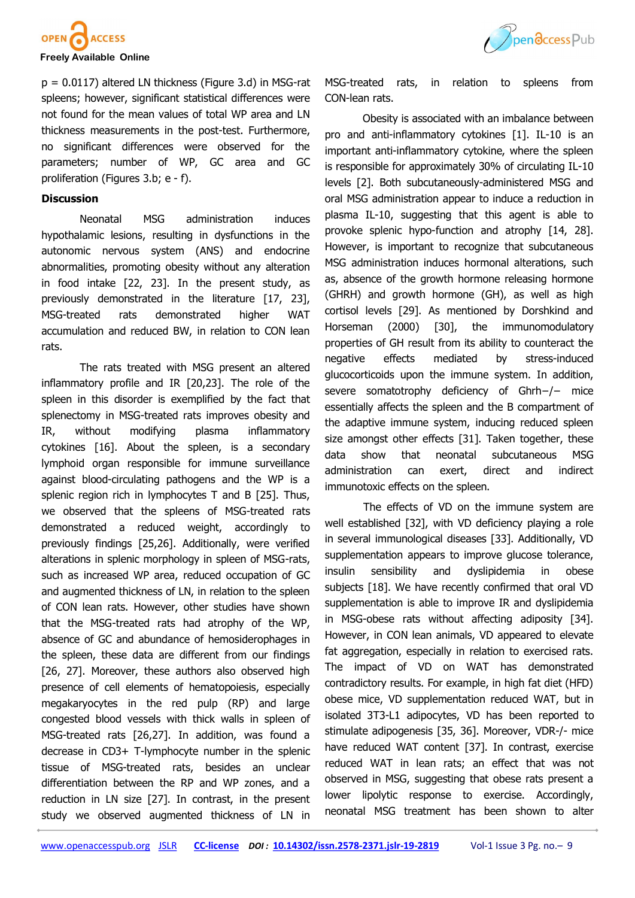p = 0.0117) altered LN thickness (Figure 3.d) in MSG-rat spleens; however, significant statistical differences were not found for the mean values of total WP area and LN thickness measurements in the post-test. Furthermore, no significant differences were observed for the parameters; number of WP, GC area and GC proliferation (Figures 3.b; e - f).

## Discussion

Neonatal MSG administration induces hypothalamic lesions, resulting in dysfunctions in the autonomic nervous system (ANS) and endocrine abnormalities, promoting obesity without any alteration in food intake [22, 23]. In the present study, as previously demonstrated in the literature [17, 23], MSG-treated rats demonstrated higher WAT accumulation and reduced BW, in relation to CON lean rats.

The rats treated with MSG present an altered inflammatory profile and IR [20,23]. The role of the spleen in this disorder is exemplified by the fact that splenectomy in MSG-treated rats improves obesity and IR, without modifying plasma inflammatory cytokines [16]. About the spleen, is a secondary lymphoid organ responsible for immune surveillance against blood-circulating pathogens and the WP is a splenic region rich in lymphocytes T and B [25]. Thus, we observed that the spleens of MSG-treated rats demonstrated a reduced weight, accordingly to previously findings [25,26]. Additionally, were verified alterations in splenic morphology in spleen of MSG-rats, such as increased WP area, reduced occupation of GC and augmented thickness of LN, in relation to the spleen of CON lean rats. However, other studies have shown that the MSG-treated rats had atrophy of the WP, absence of GC and abundance of hemosiderophages in the spleen, these data are different from our findings [26, 27]. Moreover, these authors also observed high presence of cell elements of hematopoiesis, especially megakaryocytes in the red pulp (RP) and large congested blood vessels with thick walls in spleen of MSG-treated rats [26,27]. In addition, was found a decrease in CD3+ T-lymphocyte number in the splenic tissue of MSG-treated rats, besides an unclear differentiation between the RP and WP zones, and a reduction in LN size [27]. In contrast, in the present study we observed augmented thickness of LN in MSG-treated rats, in relation to spleens from CON-lean rats.

Obesity is associated with an imbalance between pro and anti-inflammatory cytokines [1]. IL-10 is an important anti-inflammatory cytokine, where the spleen is responsible for approximately 30% of circulating IL-10 levels [2]. Both subcutaneously-administered MSG and oral MSG administration appear to induce a reduction in plasma IL-10, suggesting that this agent is able to provoke splenic hypo-function and atrophy [14, 28]. However, is important to recognize that subcutaneous MSG administration induces hormonal alterations, such as, absence of the growth hormone releasing hormone (GHRH) and growth hormone (GH), as well as high cortisol levels [29]. As mentioned by Dorshkind and Horseman (2000) [30], the immunomodulatory properties of GH result from its ability to counteract the negative effects mediated by stress-induced glucocorticoids upon the immune system. In addition, severe somatotrophy deficiency of Ghrh−/− mice essentially affects the spleen and the B compartment of the adaptive immune system, inducing reduced spleen size amongst other effects [31]. Taken together, these data show that neonatal subcutaneous MSG administration can exert, direct and indirect immunotoxic effects on the spleen.

The effects of VD on the immune system are well established [32], with VD deficiency playing a role in several immunological diseases [33]. Additionally, VD supplementation appears to improve glucose tolerance, insulin sensibility and dyslipidemia in obese subjects [18]. We have recently confirmed that oral VD supplementation is able to improve IR and dyslipidemia in MSG-obese rats without affecting adiposity [34]. However, in CON lean animals, VD appeared to elevate fat aggregation, especially in relation to exercised rats. The impact of VD on WAT has demonstrated contradictory results. For example, in high fat diet (HFD) obese mice, VD supplementation reduced WAT, but in isolated 3T3-L1 adipocytes, VD has been reported to stimulate adipogenesis [35, 36]. Moreover, VDR-/- mice have reduced WAT content [37]. In contrast, exercise reduced WAT in lean rats; an effect that was not observed in MSG, suggesting that obese rats present a lower lipolytic response to exercise. Accordingly, neonatal MSG treatment has been shown to alter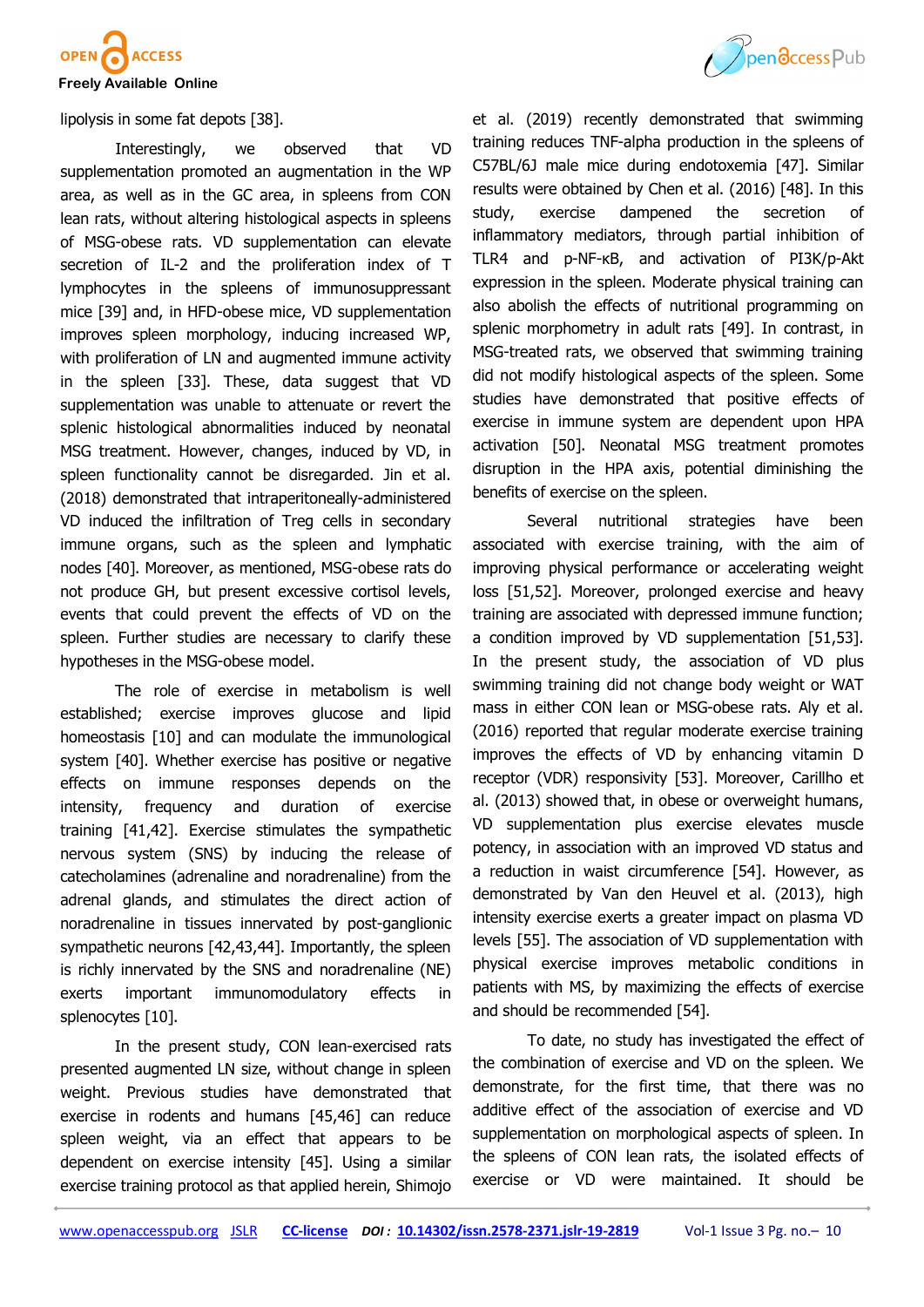lipolysis in some fat depots [38].

Interestingly, we observed that VD supplementation promoted an augmentation in the WP area, as well as in the GC area, in spleens from CON lean rats, without altering histological aspects in spleens of MSG-obese rats. VD supplementation can elevate secretion of IL-2 and the proliferation index of T lymphocytes in the spleens of immunosuppressant mice [39] and, in HFD-obese mice, VD supplementation improves spleen morphology, inducing increased WP, with proliferation of LN and augmented immune activity in the spleen [33]. These, data suggest that VD supplementation was unable to attenuate or revert the splenic histological abnormalities induced by neonatal MSG treatment. However, changes, induced by VD, in spleen functionality cannot be disregarded. Jin et al. (2018) demonstrated that intraperitoneally-administered VD induced the infiltration of Treg cells in secondary immune organs, such as the spleen and lymphatic nodes [40]. Moreover, as mentioned, MSG-obese rats do not produce GH, but present excessive cortisol levels, events that could prevent the effects of VD on the spleen. Further studies are necessary to clarify these hypotheses in the MSG-obese model.

The role of exercise in metabolism is well established; exercise improves glucose and lipid homeostasis [10] and can modulate the immunological system [40]. Whether exercise has positive or negative effects on immune responses depends on the intensity, frequency and duration of exercise training [41,42]. Exercise stimulates the sympathetic nervous system (SNS) by inducing the release of catecholamines (adrenaline and noradrenaline) from the adrenal glands, and stimulates the direct action of noradrenaline in tissues innervated by post-ganglionic sympathetic neurons [42,43,44]. Importantly, the spleen is richly innervated by the SNS and noradrenaline (NE) exerts important immunomodulatory effects in splenocytes [10].

In the present study, CON lean-exercised rats presented augmented LN size, without change in spleen weight. Previous studies have demonstrated that exercise in rodents and humans [45,46] can reduce spleen weight, via an effect that appears to be dependent on exercise intensity [45]. Using a similar exercise training protocol as that applied herein, Shimojo et al. (2019) recently demonstrated that swimming training reduces TNF-alpha production in the spleens of C57BL/6J male mice during endotoxemia [47]. Similar results were obtained by Chen et al. (2016) [48]. In this study, exercise dampened the secretion of inflammatory mediators, through partial inhibition of TLR4 and p-NF-κB, and activation of PI3K/p-Akt expression in the spleen. Moderate physical training can also abolish the effects of nutritional programming on splenic morphometry in adult rats [49]. In contrast, in MSG-treated rats, we observed that swimming training did not modify histological aspects of the spleen. Some studies have demonstrated that positive effects of exercise in immune system are dependent upon HPA activation [50]. Neonatal MSG treatment promotes disruption in the HPA axis, potential diminishing the benefits of exercise on the spleen.

Several nutritional strategies have been associated with exercise training, with the aim of improving physical performance or accelerating weight loss [51,52]. Moreover, prolonged exercise and heavy training are associated with depressed immune function; a condition improved by VD supplementation [51,53]. In the present study, the association of VD plus swimming training did not change body weight or WAT mass in either CON lean or MSG-obese rats. Aly et al. (2016) reported that regular moderate exercise training improves the effects of VD by enhancing vitamin D receptor (VDR) responsivity [53]. Moreover, Carillho et al. (2013) showed that, in obese or overweight humans, VD supplementation plus exercise elevates muscle potency, in association with an improved VD status and a reduction in waist circumference [54]. However, as demonstrated by Van den Heuvel et al. (2013), high intensity exercise exerts a greater impact on plasma VD levels [55]. The association of VD supplementation with physical exercise improves metabolic conditions in patients with MS, by maximizing the effects of exercise and should be recommended [54].

To date, no study has investigated the effect of the combination of exercise and VD on the spleen. We demonstrate, for the first time, that there was no additive effect of the association of exercise and VD supplementation on morphological aspects of spleen. In the spleens of CON lean rats, the isolated effects of exercise or VD were maintained. It should be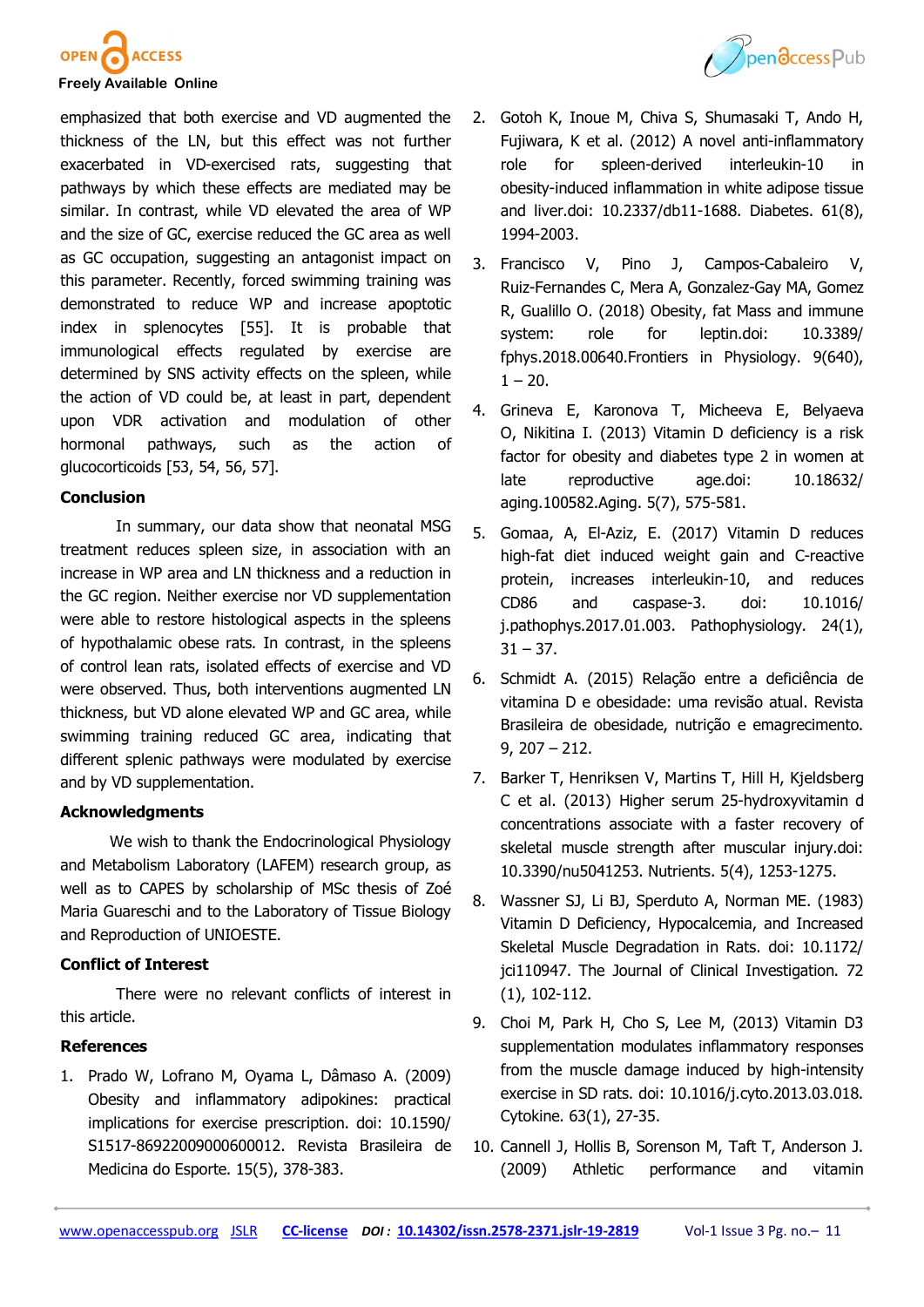emphasized that both exercise and VD augmented the thickness of the LN, but this effect was not further exacerbated in VD-exercised rats, suggesting that pathways by which these effects are mediated may be similar. In contrast, while VD elevated the area of WP and the size of GC, exercise reduced the GC area as well as GC occupation, suggesting an antagonist impact on this parameter. Recently, forced swimming training was demonstrated to reduce WP and increase apoptotic index in splenocytes [55]. It is probable that immunological effects regulated by exercise are determined by SNS activity effects on the spleen, while the action of VD could be, at least in part, dependent upon VDR activation and modulation of other hormonal pathways, such as the action of glucocorticoids [53, 54, 56, 57].

## Conclusion

In summary, our data show that neonatal MSG treatment reduces spleen size, in association with an increase in WP area and LN thickness and a reduction in the GC region. Neither exercise nor VD supplementation were able to restore histological aspects in the spleens of hypothalamic obese rats. In contrast, in the spleens of control lean rats, isolated effects of exercise and VD were observed. Thus, both interventions augmented LN thickness, but VD alone elevated WP and GC area, while swimming training reduced GC area, indicating that different splenic pathways were modulated by exercise and by VD supplementation.

## Acknowledgments

We wish to thank the Endocrinological Physiology and Metabolism Laboratory (LAFEM) research group, as well as to CAPES by scholarship of MSc thesis of Zoé Maria Guareschi and to the Laboratory of Tissue Biology and Reproduction of UNIOESTE.

## Conflict of Interest

There were no relevant conflicts of interest in this article.

## References

1. Prado W, Lofrano M, Oyama L, Dâmaso A. (2009) Obesity and inflammatory adipokines: practical implications for exercise prescription. doi: 10.1590/S1517-86922009000600012. Revista Brasileira de Medicina do Esporte. 15(5), 378-383.
2. Gotoh K, Inoue M, Chiva S, Shumasaki T, Ando H, Fujiwara, K et al. (2012) A novel anti-inflammatory role for spleen-derived interleukin-10 in obesity-induced inflammation in white adipose tissue and liver.doi: 10.2337/db11-1688. Diabetes. 61(8), 1994-2003.
3. Francisco V, Pino J, Campos-Cabaleiro V, Ruiz-Fernandes C, Mera A, Gonzalez-Gay MA, Gomez R, Gualillo O. (2018) Obesity, fat Mass and immune system: role for leptin.doi: 10.3389/fphys.2018.00640.Frontiers in Physiology. 9(640), 1 – 20.
4. Grineva E, Karonova T, Micheeva E, Belyaeva O, Nikitina I. (2013) Vitamin D deficiency is a risk factor for obesity and diabetes type 2 in women at late reproductive age.doi: 10.18632/aging.100582.Aging. 5(7), 575-581.
5. Gomaa, A, El-Aziz, E. (2017) Vitamin D reduces high-fat diet induced weight gain and C-reactive protein, increases interleukin-10, and reduces CD86 and caspase-3. doi: 10.1016/j.pathophys.2017.01.003. Pathophysiology. 24(1), 31 – 37.
6. Schmidt A. (2015) Relação entre a deficiência de vitamina D e obesidade: uma revisão atual. Revista Brasileira de obesidade, nutrição e emagrecimento. 9, 207 – 212.
7. Barker T, Henriksen V, Martins T, Hill H, Kjeldsberg C et al. (2013) Higher serum 25-hydroxyvitamin d concentrations associate with a faster recovery of skeletal muscle strength after muscular injury.doi: 10.3390/nu5041253. Nutrients. 5(4), 1253-1275.
8. Wassner SJ, Li BJ, Sperduto A, Norman ME. (1983) Vitamin D Deficiency, Hypocalcemia, and Increased Skeletal Muscle Degradation in Rats. doi: 10.1172/jci110947. The Journal of Clinical Investigation. 72 (1), 102-112.
9. Choi M, Park H, Cho S, Lee M, (2013) Vitamin D3 supplementation modulates inflammatory responses from the muscle damage induced by high-intensity exercise in SD rats. doi: 10.1016/j.cyto.2013.03.018. Cytokine. 63(1), 27-35.
10. Cannell J, Hollis B, Sorenson M, Taft T, Anderson J. (2009) Athletic performance and vitamin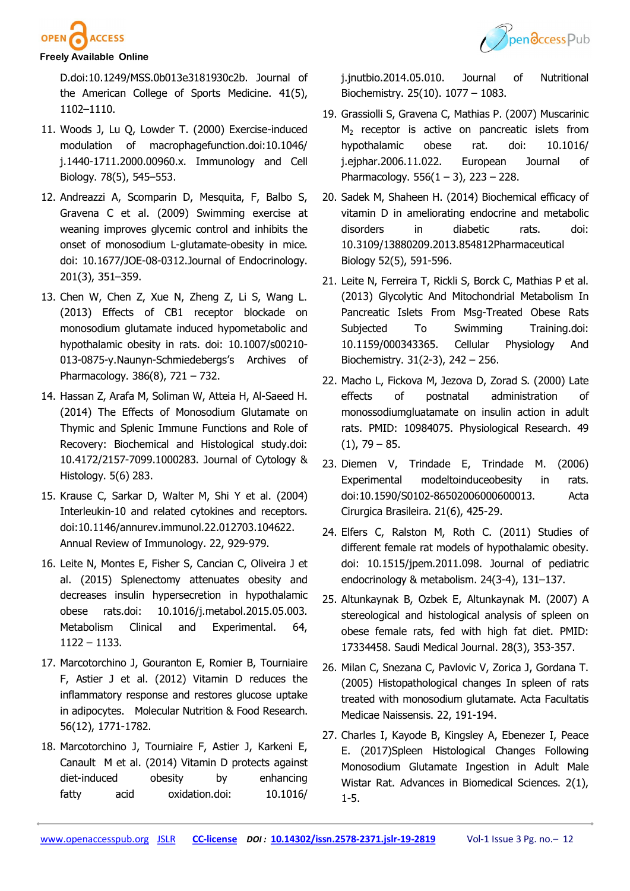D.doi:10.1249/MSS.0b013e3181930c2b. Journal of the American College of Sports Medicine. 41(5), 1102–1110.

11. Woods J, Lu Q, Lowder T. (2000) Exercise-induced modulation of macrophagefunction.doi:10.1046/j.1440-1711.2000.00960.x. Immunology and Cell Biology. 78(5), 545–553.
12. Andreazzi A, Scomparin D, Mesquita, F, Balbo S, Gravena C et al. (2009) Swimming exercise at weaning improves glycemic control and inhibits the onset of monosodium L-glutamate-obesity in mice. doi: 10.1677/JOE-08-0312.Journal of Endocrinology. 201(3), 351–359.
13. Chen W, Chen Z, Xue N, Zheng Z, Li S, Wang L. (2013) Effects of CB1 receptor blockade on monosodium glutamate induced hypometabolic and hypothalamic obesity in rats. doi: 10.1007/s00210-013-0875-y.Naunyn-Schmiedebergs's Archives of Pharmacology. 386(8), 721 – 732.
14. Hassan Z, Arafa M, Soliman W, Atteia H, Al-Saeed H. (2014) The Effects of Monosodium Glutamate on Thymic and Splenic Immune Functions and Role of Recovery: Biochemical and Histological study.doi: 10.4172/2157-7099.1000283. Journal of Cytology & Histology. 5(6) 283.
15. Krause C, Sarkar D, Walter M, Shi Y et al. (2004) Interleukin-10 and related cytokines and receptors. doi:10.1146/annurev.immunol.22.012703.104622. Annual Review of Immunology. 22, 929-979.
16. Leite N, Montes E, Fisher S, Cancian C, Oliveira J et al. (2015) Splenectomy attenuates obesity and decreases insulin hypersecretion in hypothalamic obese rats.doi: 10.1016/j.metabol.2015.05.003. Metabolism Clinical and Experimental. 64, 1122 – 1133.
17. Marcotorchino J, Gouranton E, Romier B, Tourniaire F, Astier J et al. (2012) Vitamin D reduces the inflammatory response and restores glucose uptake in adipocytes. Molecular Nutrition & Food Research. 56(12), 1771-1782.
18. Marcotorchino J, Tourniaire F, Astier J, Karkeni E, Canault M et al. (2014) Vitamin D protects against diet-induced obesity by enhancing fatty acid oxidation.doi: 10.1016/j.jnutbio.2014.05.010. Journal of Nutritional Biochemistry. 25(10). 1077 – 1083.
19. Grassiolli S, Gravena C, Mathias P. (2007) Muscarinic $M_2$ receptor is active on pancreatic islets from hypothalamic obese rat. doi: 10.1016/j.ejphar.2006.11.022. European Journal of Pharmacology. 556(1 – 3), 223 – 228.
20. Sadek M, Shaheen H. (2014) Biochemical efficacy of vitamin D in ameliorating endocrine and metabolic disorders in diabetic rats. doi: 10.3109/13880209.2013.854812Pharmaceutical Biology 52(5), 591-596.
21. Leite N, Ferreira T, Rickli S, Borck C, Mathias P et al. (2013) Glycolytic And Mitochondrial Metabolism In Pancreatic Islets From Msg-Treated Obese Rats Subjected To Swimming Training.doi: 10.1159/000343365. Cellular Physiology And Biochemistry. 31(2-3), 242 – 256.
22. Macho L, Fickova M, Jezova D, Zorad S. (2000) Late effects of postnatal administration of monossodiumgluatamate on insulin action in adult rats. PMID: 10984075. Physiological Research. 49 (1), 79 – 85.
23. Diemen V, Trindade E, Trindade M. (2006) Experimental modeltoinduceobesity in rats. doi:10.1590/S0102-86502006000600013. Acta Cirurgica Brasileira. 21(6), 425-29.
24. Elfers C, Ralston M, Roth C. (2011) Studies of different female rat models of hypothalamic obesity. doi: 10.1515/jpem.2011.098. Journal of pediatric endocrinology & metabolism. 24(3-4), 131–137.
25. Altunkaynak B, Ozbek E, Altunkaynak M. (2007) A stereological and histological analysis of spleen on obese female rats, fed with high fat diet. PMID: 17334458. Saudi Medical Journal. 28(3), 353-357.
26. Milan C, Snezana C, Pavlovic V, Zorica J, Gordana T. (2005) Histopathological changes In spleen of rats treated with monosodium glutamate. Acta Facultatis Medicae Naissensis. 22, 191-194.
27. Charles I, Kayode B, Kingsley A, Ebenezer I, Peace E. (2017)Spleen Histological Changes Following Monosodium Glutamate Ingestion in Adult Male Wistar Rat. Advances in Biomedical Sciences. 2(1), 1-5.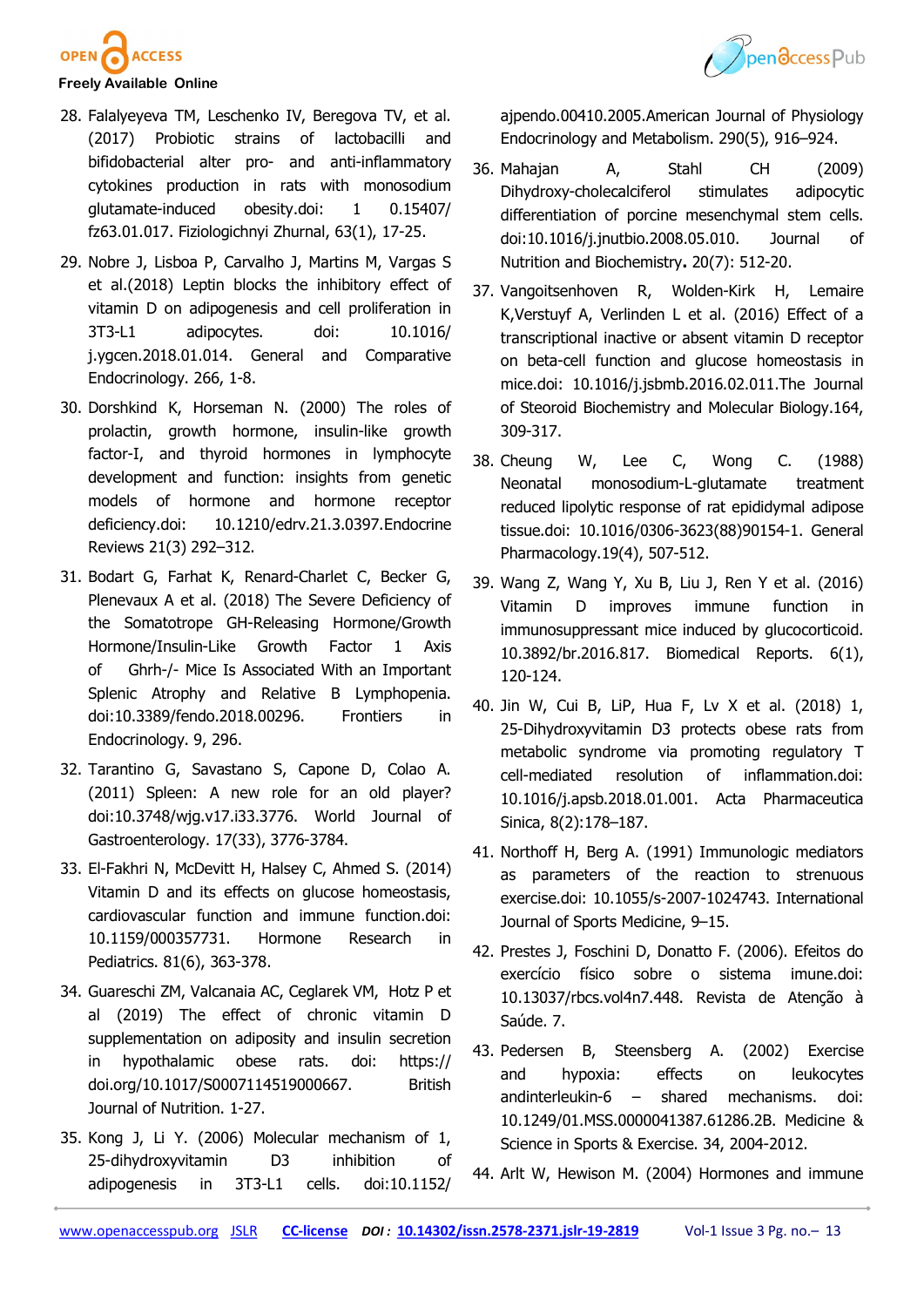28. Falalyeyeva TM, Leschenko IV, Beregova TV, et al. (2017) Probiotic strains of lactobacilli and bifidobacterial alter pro- and anti-inflammatory cytokines production in rats with monosodium glutamate-induced obesity.doi: 1 0.15407/fz63.01.017. Fiziologichnyi Zhurnal, 63(1), 17-25.
29. Nobre J, Lisboa P, Carvalho J, Martins M, Vargas S et al.(2018) Leptin blocks the inhibitory effect of vitamin D on adipogenesis and cell proliferation in 3T3-L1 adipocytes. doi: 10.1016/j.ygcen.2018.01.014. General and Comparative Endocrinology. 266, 1-8.
30. Dorshkind K, Horseman N. (2000) The roles of prolactin, growth hormone, insulin-like growth factor-I, and thyroid hormones in lymphocyte development and function: insights from genetic models of hormone and hormone receptor deficiency.doi: 10.1210/edrv.21.3.0397.Endocrine Reviews 21(3) 292–312.
31. Bodart G, Farhat K, Renard-Charlet C, Becker G, Plenevaux A et al. (2018) The Severe Deficiency of the Somatotrope GH-Releasing Hormone/Growth Hormone/Insulin-Like Growth Factor 1 Axis of Ghrh-/- Mice Is Associated With an Important Splenic Atrophy and Relative B Lymphopenia. doi:10.3389/fendo.2018.00296. Frontiers in Endocrinology. 9, 296.
32. Tarantino G, Savastano S, Capone D, Colao A. (2011) Spleen: A new role for an old player? doi:10.3748/wjg.v17.i33.3776. World Journal of Gastroenterology. 17(33), 3776-3784.
33. El-Fakhri N, McDevitt H, Halsey C, Ahmed S. (2014) Vitamin D and its effects on glucose homeostasis, cardiovascular function and immune function.doi: 10.1159/000357731. Hormone Research in Pediatrics. 81(6), 363-378.
34. Guareschi ZM, Valcanaia AC, Ceglarek VM, Hotz P et al (2019) The effect of chronic vitamin D supplementation on adiposity and insulin secretion in hypothalamic obese rats. doi: https://doi.org/10.1017/S0007114519000667. British Journal of Nutrition. 1-27.
35. Kong J, Li Y. (2006) Molecular mechanism of 1, 25-dihydroxyvitamin D3 inhibition of adipogenesis in 3T3-L1 cells. doi:10.1152/ajpendo.00410.2005.American Journal of Physiology Endocrinology and Metabolism. 290(5), 916–924.
36. Mahajan A, Stahl CH (2009) Dihydroxy-cholecalciferol stimulates adipocytic differentiation of porcine mesenchymal stem cells. doi:10.1016/j.jnutbio.2008.05.010. Journal of Nutrition and Biochemistry**.** 20(7): 512-20.
37. Vangoitsenhoven R, Wolden-Kirk H, Lemaire K,Verstuyf A, Verlinden L et al. (2016) Effect of a transcriptional inactive or absent vitamin D receptor on beta-cell function and glucose homeostasis in mice.doi: 10.1016/j.jsbmb.2016.02.011.The Journal of Steroid Biochemistry and Molecular Biology.164, 309-317.
38. Cheung W, Lee C, Wong C. (1988) Neonatal monosodium-L-glutamate treatment reduced lipolytic response of rat epididymal adipose tissue.doi: 10.1016/0306-3623(88)90154-1. General Pharmacology.19(4), 507-512.
39. Wang Z, Wang Y, Xu B, Liu J, Ren Y et al. (2016) Vitamin D improves immune function in immunosuppressant mice induced by glucocorticoid. 10.3892/br.2016.817. Biomedical Reports. 6(1), 120-124.
40. Jin W, Cui B, LiP, Hua F, Lv X et al. (2018) 1, 25-Dihydroxyvitamin D3 protects obese rats from metabolic syndrome via promoting regulatory T cell-mediated resolution of inflammation.doi: 10.1016/j.apsb.2018.01.001. Acta Pharmaceutica Sinica, 8(2):178–187.
41. Northoff H, Berg A. (1991) Immunologic mediators as parameters of the reaction to strenuous exercise.doi: 10.1055/s-2007-1024743. International Journal of Sports Medicine, 9–15.
42. Prestes J, Foschini D, Donatto F. (2006). Efeitos do exercício físico sobre o sistema imune.doi: 10.13037/rbcs.vol4n7.448. Revista de Atenção à Saúde. 7.
43. Pedersen B, Steensberg A. (2002) Exercise and hypoxia: effects on leukocytes andinterleukin-6 – shared mechanisms. doi: 10.1249/01.MSS.0000041387.61286.2B. Medicine & Science in Sports & Exercise. 34, 2004-2012.
44. Arlt W, Hewison M. (2004) Hormones and immune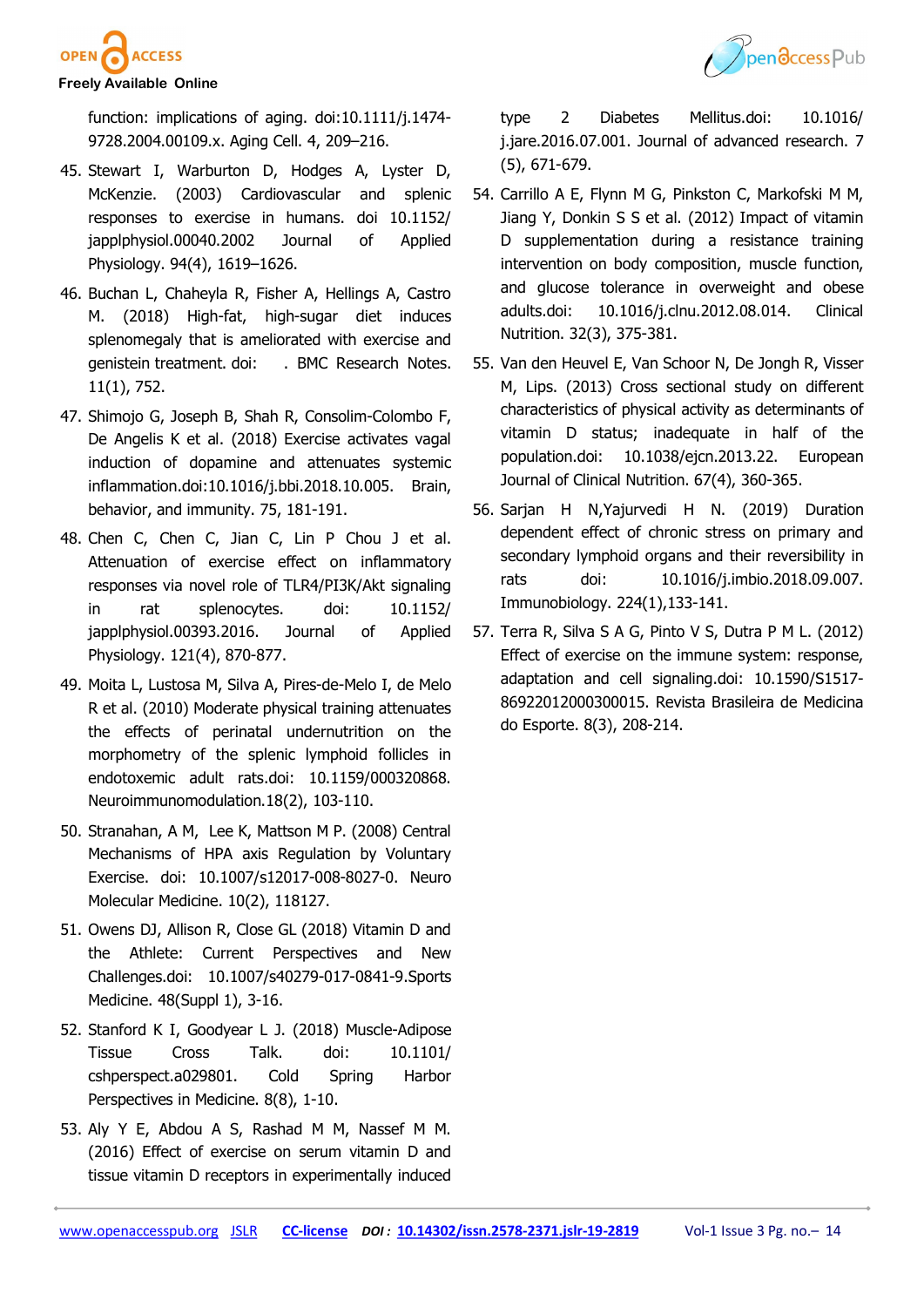function: implications of aging. doi:10.1111/j.1474-9728.2004.00109.x. Aging Cell. 4, 209–216.

45. Stewart I, Warburton D, Hodges A, Lyster D, McKenzie. (2003) Cardiovascular and splenic responses to exercise in humans. doi 10.1152/ japplphysiol.00040.2002 Journal of Applied Physiology. 94(4), 1619–1626.
46. Buchan L, Chaheyla R, Fisher A, Hellings A, Castro M. (2018) High-fat, high-sugar diet induces splenomegaly that is ameliorated with exercise and genistein treatment. doi: . BMC Research Notes. 11(1), 752.
47. Shimojo G, Joseph B, Shah R, Consolim-Colombo F, De Angelis K et al. (2018) Exercise activates vagal induction of dopamine and attenuates systemic inflammation.doi:10.1016/j.bbi.2018.10.005. Brain, behavior, and immunity. 75, 181-191.
48. Chen C, Chen C, Jian C, Lin P Chou J et al. Attenuation of exercise effect on inflammatory responses via novel role of TLR4/PI3K/Akt signaling in rat splenocytes. doi: 10.1152/ japplphysiol.00393.2016. Journal of Applied Physiology. 121(4), 870-877.
49. Moita L, Lustosa M, Silva A, Pires-de-Melo I, de Melo R et al. (2010) Moderate physical training attenuates the effects of perinatal undernutrition on the morphometry of the splenic lymphoid follicles in endotoxemic adult rats.doi: 10.1159/000320868. Neuroimmunomodulation.18(2), 103-110.
50. Stranahan, A M, Lee K, Mattson M P. (2008) Central Mechanisms of HPA axis Regulation by Voluntary Exercise. doi: 10.1007/s12017-008-8027-0. Neuro Molecular Medicine. 10(2), 118127.
51. Owens DJ, Allison R, Close GL (2018) Vitamin D and the Athlete: Current Perspectives and New Challenges.doi: 10.1007/s40279-017-0841-9.Sports Medicine. 48(Suppl 1), 3-16.
52. Stanford K I, Goodyear L J. (2018) Muscle-Adipose Tissue Cross Talk. doi: 10.1101/ cshperspect.a029801. Cold Spring Harbor Perspectives in Medicine. 8(8), 1-10.
53. Aly Y E, Abdou A S, Rashad M M, Nassef M M. (2016) Effect of exercise on serum vitamin D and tissue vitamin D receptors in experimentally induced type 2 Diabetes Mellitus.doi: 10.1016/ j.jare.2016.07.001. Journal of advanced research. 7 (5), 671-679.
54. Carrillo A E, Flynn M G, Pinkston C, Markofski M M, Jiang Y, Donkin S S et al. (2012) Impact of vitamin D supplementation during a resistance training intervention on body composition, muscle function, and glucose tolerance in overweight and obese adults.doi: 10.1016/j.clnu.2012.08.014. Clinical Nutrition. 32(3), 375-381.
55. Van den Heuvel E, Van Schoor N, De Jongh R, Visser M, Lips. (2013) Cross sectional study on different characteristics of physical activity as determinants of vitamin D status; inadequate in half of the population.doi: 10.1038/ejcn.2013.22. European Journal of Clinical Nutrition. 67(4), 360-365.
56. Sarjan H N,Yajurvedi H N. (2019) Duration dependent effect of chronic stress on primary and secondary lymphoid organs and their reversibility in rats doi: 10.1016/j.imbio.2018.09.007. Immunobiology. 224(1),133-141.
57. Terra R, Silva S A G, Pinto V S, Dutra P M L. (2012) Effect of exercise on the immune system: response, adaptation and cell signaling.doi: 10.1590/S1517-86922012000300015. Revista Brasileira de Medicina do Esporte. 8(3), 208-214.